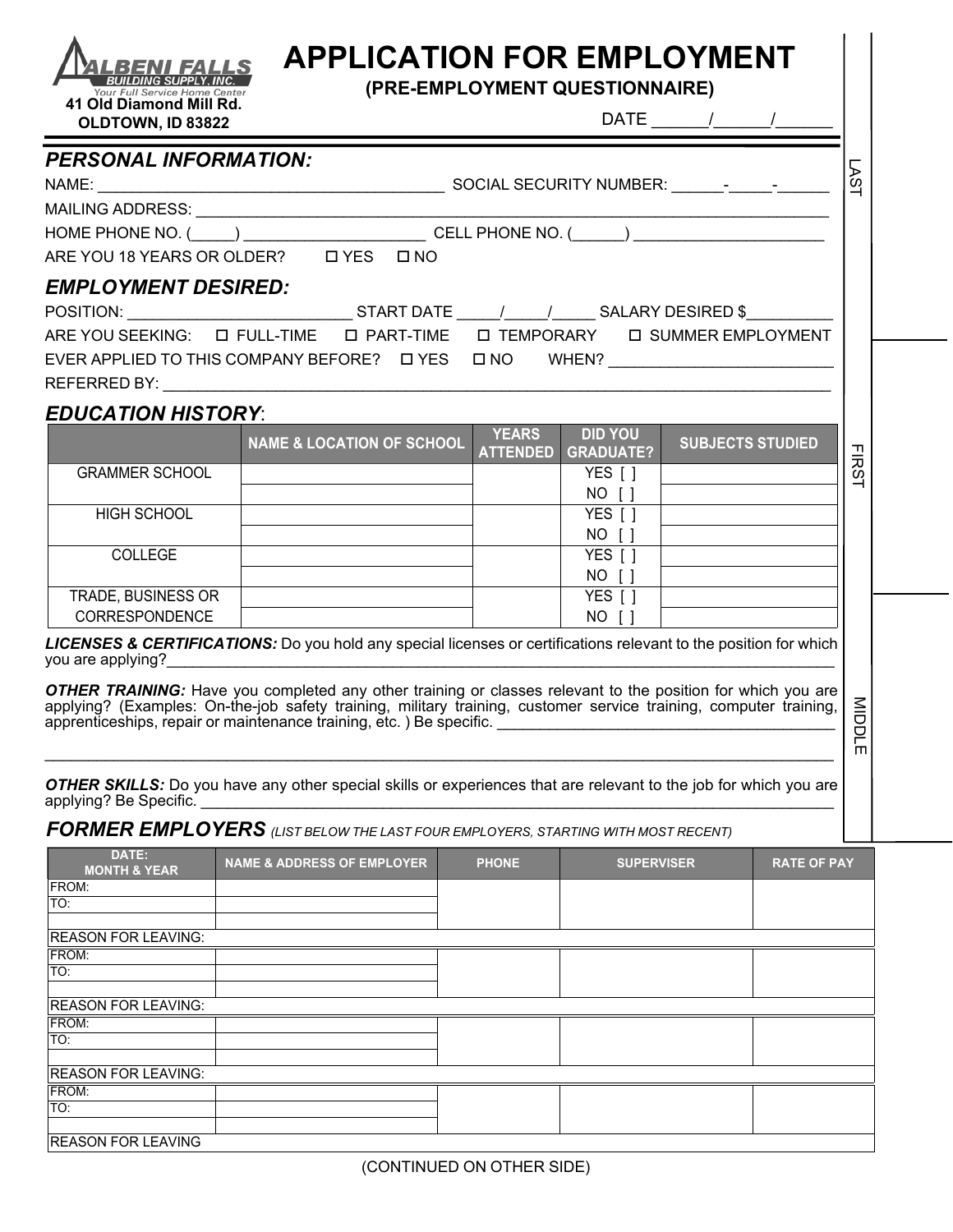**ALBENI FALLS BUILDING SUPPLY, INC.**
*Your Full Service Home Center*
**41 Old Diamond Mill Rd.**
**OLDTOWN, ID 83822**

# APPLICATION FOR EMPLOYMENT

**(PRE-EMPLOYMENT QUESTIONNAIRE)**

DATE ______/______/______

## *PERSONAL INFORMATION:*

NAME: ________________________________________ SOCIAL SECURITY NUMBER: ______-_____-______

(LAST / FIRST / MIDDLE)

MAILING ADDRESS: ________________________________________________________________________

HOME PHONE NO. (_____) _____________________ CELL PHONE NO. (______) ______________________

ARE YOU 18 YEARS OR OLDER? ☐ YES ☐ NO

## *EMPLOYMENT DESIRED:*

POSITION: _________________________ START DATE _____/_____/_____ SALARY DESIRED $__________

ARE YOU SEEKING: ☐ FULL-TIME ☐ PART-TIME ☐ TEMPORARY ☐ SUMMER EMPLOYMENT

EVER APPLIED TO THIS COMPANY BEFORE? ☐ YES ☐ NO WHEN? __________________________

REFERRED BY: ____________________________________________________________________________

## *EDUCATION HISTORY*:

| | NAME & LOCATION OF SCHOOL | YEARS ATTENDED | DID YOU GRADUATE? | SUBJECTS STUDIED |
|---|---|---|---|---|
| GRAMMER SCHOOL | | | YES [ ] NO [ ] | |
| HIGH SCHOOL | | | YES [ ] NO [ ] | |
| COLLEGE | | | YES [ ] NO [ ] | |
| TRADE, BUSINESS OR CORRESPONDENCE | | | YES [ ] NO [ ] | |

***LICENSES & CERTIFICATIONS:*** Do you hold any special licenses or certifications relevant to the position for which you are applying?________________________________________________________________

***OTHER TRAINING:*** Have you completed any other training or classes relevant to the position for which you are applying? (Examples: On-the-job safety training, military training, customer service training, computer training, apprenticeships, repair or maintenance training, etc. ) Be specific. ________________________________________

________________________________________________________________________________________

***OTHER SKILLS:*** Do you have any other special skills or experiences that are relevant to the job for which you are applying? Be Specific. ____________________________________________________________

## *FORMER EMPLOYERS* *(LIST BELOW THE LAST FOUR EMPLOYERS, STARTING WITH MOST RECENT)*

| DATE: MONTH & YEAR | NAME & ADDRESS OF EMPLOYER | PHONE | SUPERVISER | RATE OF PAY |
|---|---|---|---|---|
| FROM: | | | | |
| TO: | | | | |
| | | | | |
| REASON FOR LEAVING: | | | | |
| FROM: | | | | |
| TO: | | | | |
| | | | | |
| REASON FOR LEAVING: | | | | |
| FROM: | | | | |
| TO: | | | | |
| | | | | |
| REASON FOR LEAVING: | | | | |
| FROM: | | | | |
| TO: | | | | |
| | | | | |
| REASON FOR LEAVING | | | | |

(CONTINUED ON OTHER SIDE)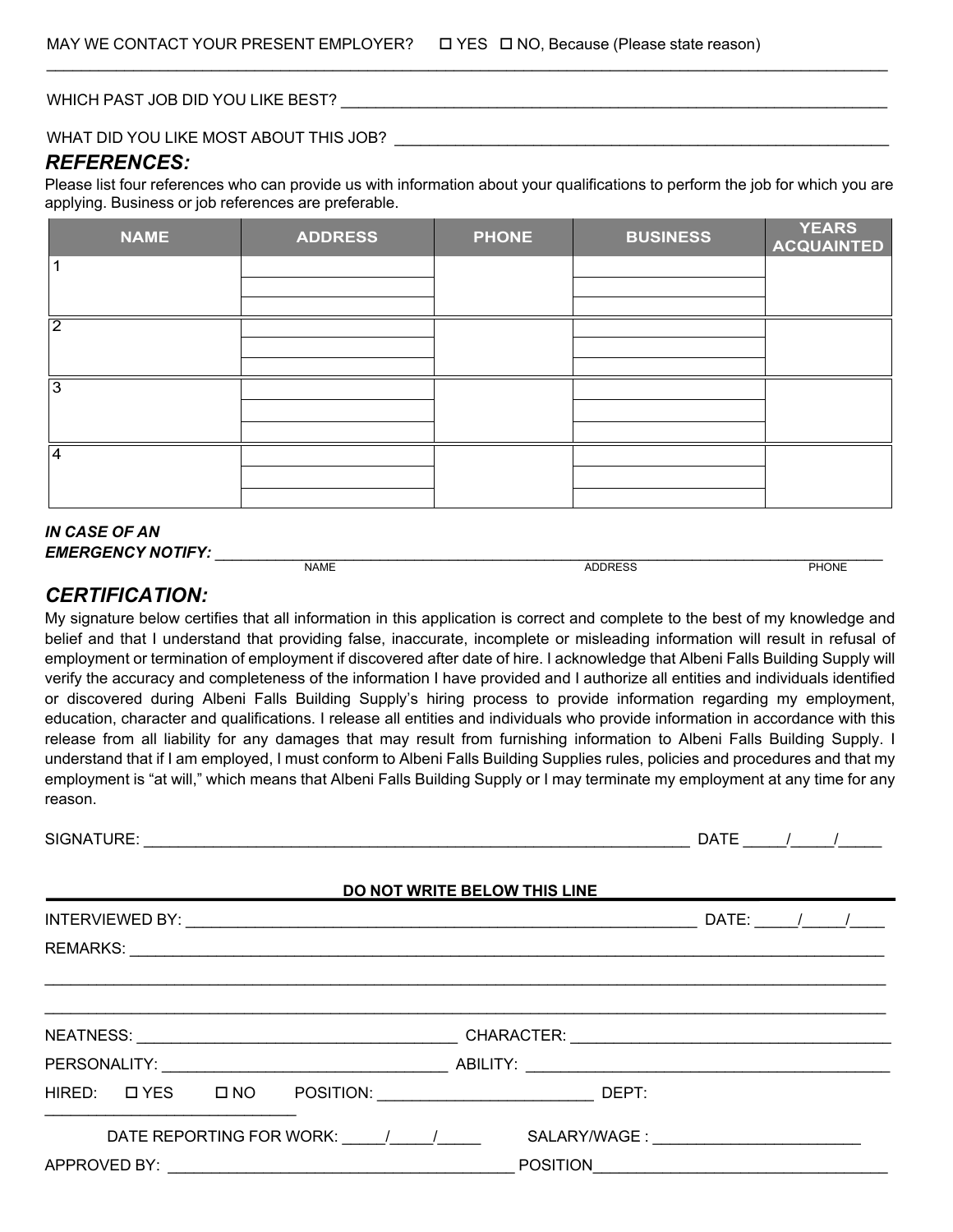MAY WE CONTACT YOUR PRESENT EMPLOYER? ☐ YES ☐ NO, Because (Please state reason)

_______________________________________________________________________________

WHICH PAST JOB DID YOU LIKE BEST? _______________________________________________

WHAT DID YOU LIKE MOST ABOUT THIS JOB? __________________________________________

## *REFERENCES:*

Please list four references who can provide us with information about your qualifications to perform the job for which you are applying. Business or job references are preferable.

| NAME | ADDRESS | PHONE | BUSINESS | YEARS ACQUAINTED |
|---|---|---|---|---|
| 1 | | | | |
| 2 | | | | |
| 3 | | | | |
| 4 | | | | |

***IN CASE OF AN EMERGENCY NOTIFY:*** _______________________________________________
NAME ADDRESS PHONE

## *CERTIFICATION:*

My signature below certifies that all information in this application is correct and complete to the best of my knowledge and belief and that I understand that providing false, inaccurate, incomplete or misleading information will result in refusal of employment or termination of employment if discovered after date of hire. I acknowledge that Albeni Falls Building Supply will verify the accuracy and completeness of the information I have provided and I authorize all entities and individuals identified or discovered during Albeni Falls Building Supply's hiring process to provide information regarding my employment, education, character and qualifications. I release all entities and individuals who provide information in accordance with this release from all liability for any damages that may result from furnishing information to Albeni Falls Building Supply. I understand that if I am employed, I must conform to Albeni Falls Building Supplies rules, policies and procedures and that my employment is "at will," which means that Albeni Falls Building Supply or I may terminate my employment at any time for any reason.

SIGNATURE: ______________________________________________ DATE _____/_____/_____

**DO NOT WRITE BELOW THIS LINE**

INTERVIEWED BY: __________________________________________ DATE: _____/_____/____

REMARKS: _______________________________________________________________________

_______________________________________________________________________________

_______________________________________________________________________________

NEATNESS: ______________________________ CHARACTER: ______________________________

PERSONALITY: ___________________________ ABILITY: _________________________________

HIRED: ☐ YES ☐ NO POSITION: ________________________ DEPT: ________________________

DATE REPORTING FOR WORK: _____/_____/_____ SALARY/WAGE : ________________________

APPROVED BY: ___________________________________ POSITION_________________________